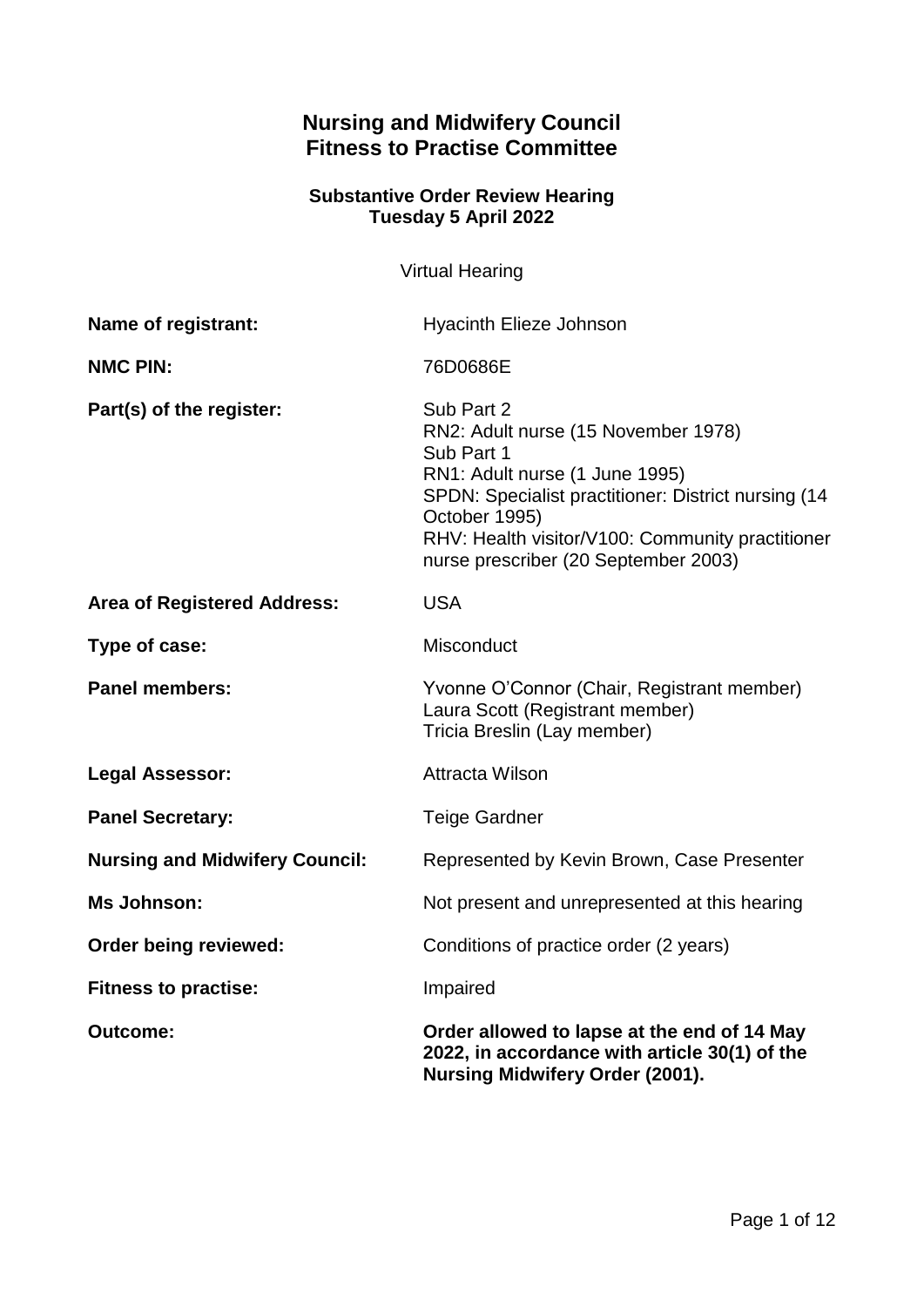# Nursing and Midwifery Council
# Fitness to Practise Committee

### Substantive Order Review Hearing
### Tuesday 5 April 2022

Virtual Hearing

| | |
|---|---|
| **Name of registrant:** | Hyacinth Elieze Johnson |
| **NMC PIN:** | 76D0686E |
| **Part(s) of the register:** | Sub Part 2<br>RN2: Adult nurse (15 November 1978)<br>Sub Part 1<br>RN1: Adult nurse (1 June 1995)<br>SPDN: Specialist practitioner: District nursing (14 October 1995)<br>RHV: Health visitor/V100: Community practitioner nurse prescriber (20 September 2003) |
| **Area of Registered Address:** | USA |
| **Type of case:** | Misconduct |
| **Panel members:** | Yvonne O'Connor (Chair, Registrant member)<br>Laura Scott (Registrant member)<br>Tricia Breslin (Lay member) |
| **Legal Assessor:** | Attracta Wilson |
| **Panel Secretary:** | Teige Gardner |
| **Nursing and Midwifery Council:** | Represented by Kevin Brown, Case Presenter |
| **Ms Johnson:** | Not present and unrepresented at this hearing |
| **Order being reviewed:** | Conditions of practice order (2 years) |
| **Fitness to practise:** | Impaired |
| **Outcome:** | **Order allowed to lapse at the end of 14 May 2022, in accordance with article 30(1) of the Nursing Midwifery Order (2001).** |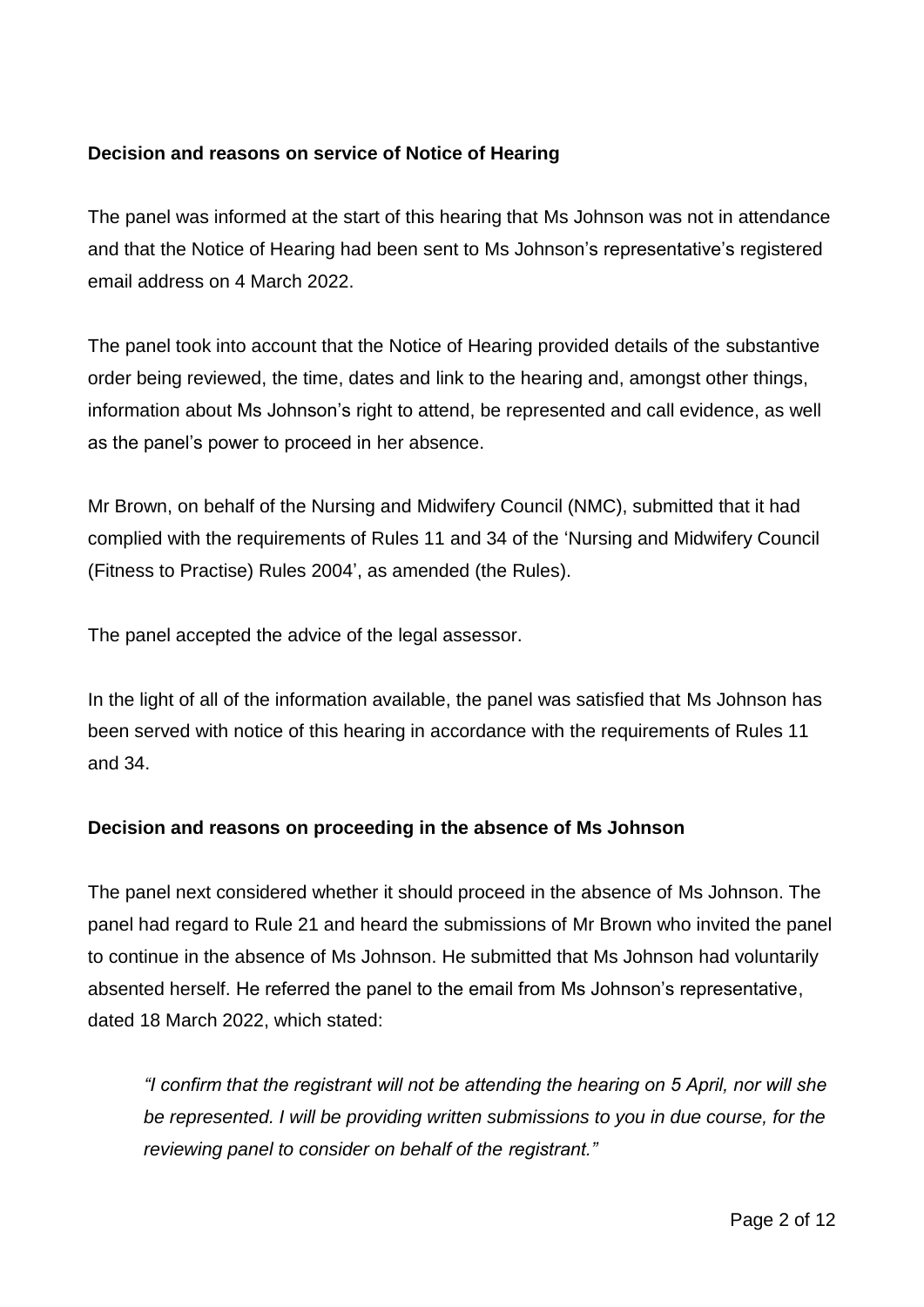**Decision and reasons on service of Notice of Hearing**

The panel was informed at the start of this hearing that Ms Johnson was not in attendance and that the Notice of Hearing had been sent to Ms Johnson's representative's registered email address on 4 March 2022.

The panel took into account that the Notice of Hearing provided details of the substantive order being reviewed, the time, dates and link to the hearing and, amongst other things, information about Ms Johnson's right to attend, be represented and call evidence, as well as the panel's power to proceed in her absence.

Mr Brown, on behalf of the Nursing and Midwifery Council (NMC), submitted that it had complied with the requirements of Rules 11 and 34 of the 'Nursing and Midwifery Council (Fitness to Practise) Rules 2004', as amended (the Rules).

The panel accepted the advice of the legal assessor.

In the light of all of the information available, the panel was satisfied that Ms Johnson has been served with notice of this hearing in accordance with the requirements of Rules 11 and 34.

**Decision and reasons on proceeding in the absence of Ms Johnson**

The panel next considered whether it should proceed in the absence of Ms Johnson. The panel had regard to Rule 21 and heard the submissions of Mr Brown who invited the panel to continue in the absence of Ms Johnson. He submitted that Ms Johnson had voluntarily absented herself. He referred the panel to the email from Ms Johnson's representative, dated 18 March 2022, which stated:

> *"I confirm that the registrant will not be attending the hearing on 5 April, nor will she be represented. I will be providing written submissions to you in due course, for the reviewing panel to consider on behalf of the registrant."*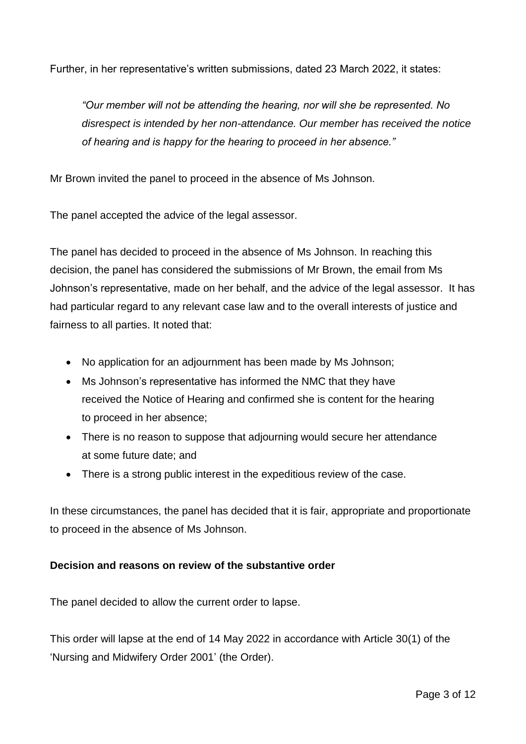Further, in her representative's written submissions, dated 23 March 2022, it states:

> *"Our member will not be attending the hearing, nor will she be represented. No disrespect is intended by her non-attendance. Our member has received the notice of hearing and is happy for the hearing to proceed in her absence."*

Mr Brown invited the panel to proceed in the absence of Ms Johnson.

The panel accepted the advice of the legal assessor.

The panel has decided to proceed in the absence of Ms Johnson. In reaching this decision, the panel has considered the submissions of Mr Brown, the email from Ms Johnson's representative, made on her behalf, and the advice of the legal assessor. It has had particular regard to any relevant case law and to the overall interests of justice and fairness to all parties. It noted that:

- No application for an adjournment has been made by Ms Johnson;
- Ms Johnson's representative has informed the NMC that they have received the Notice of Hearing and confirmed she is content for the hearing to proceed in her absence;
- There is no reason to suppose that adjourning would secure her attendance at some future date; and
- There is a strong public interest in the expeditious review of the case.

In these circumstances, the panel has decided that it is fair, appropriate and proportionate to proceed in the absence of Ms Johnson.

**Decision and reasons on review of the substantive order**

The panel decided to allow the current order to lapse.

This order will lapse at the end of 14 May 2022 in accordance with Article 30(1) of the 'Nursing and Midwifery Order 2001' (the Order).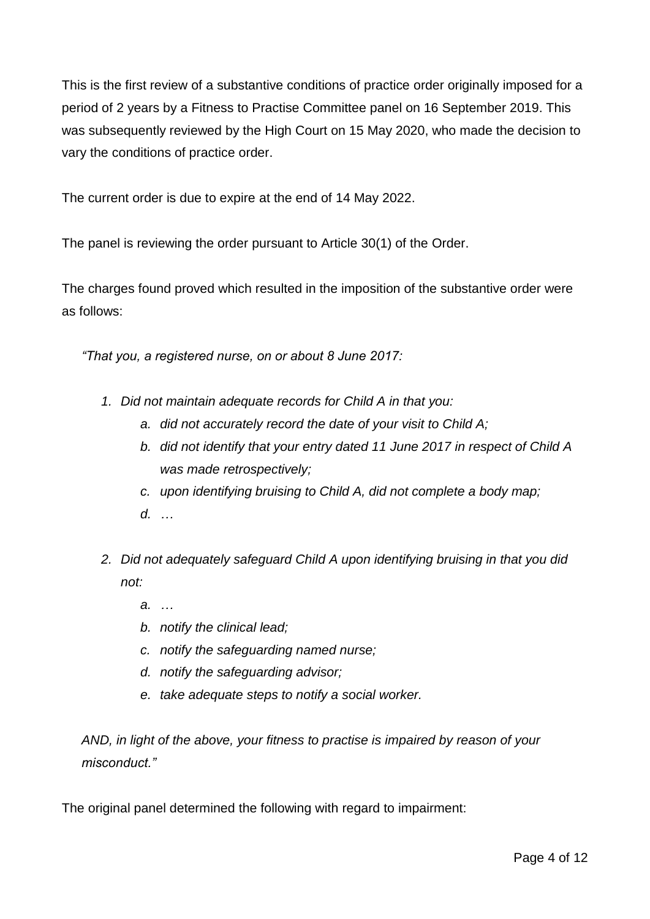This is the first review of a substantive conditions of practice order originally imposed for a period of 2 years by a Fitness to Practise Committee panel on 16 September 2019. This was subsequently reviewed by the High Court on 15 May 2020, who made the decision to vary the conditions of practice order.

The current order is due to expire at the end of 14 May 2022.

The panel is reviewing the order pursuant to Article 30(1) of the Order.

The charges found proved which resulted in the imposition of the substantive order were as follows:

*"That you, a registered nurse, on or about 8 June 2017:*

1. *Did not maintain adequate records for Child A in that you:*
    a. *did not accurately record the date of your visit to Child A;*
    b. *did not identify that your entry dated 11 June 2017 in respect of Child A was made retrospectively;*
    c. *upon identifying bruising to Child A, did not complete a body map;*
    d. *…*

2. *Did not adequately safeguard Child A upon identifying bruising in that you did not:*
    a. *…*
    b. *notify the clinical lead;*
    c. *notify the safeguarding named nurse;*
    d. *notify the safeguarding advisor;*
    e. *take adequate steps to notify a social worker.*

*AND, in light of the above, your fitness to practise is impaired by reason of your misconduct."*

The original panel determined the following with regard to impairment: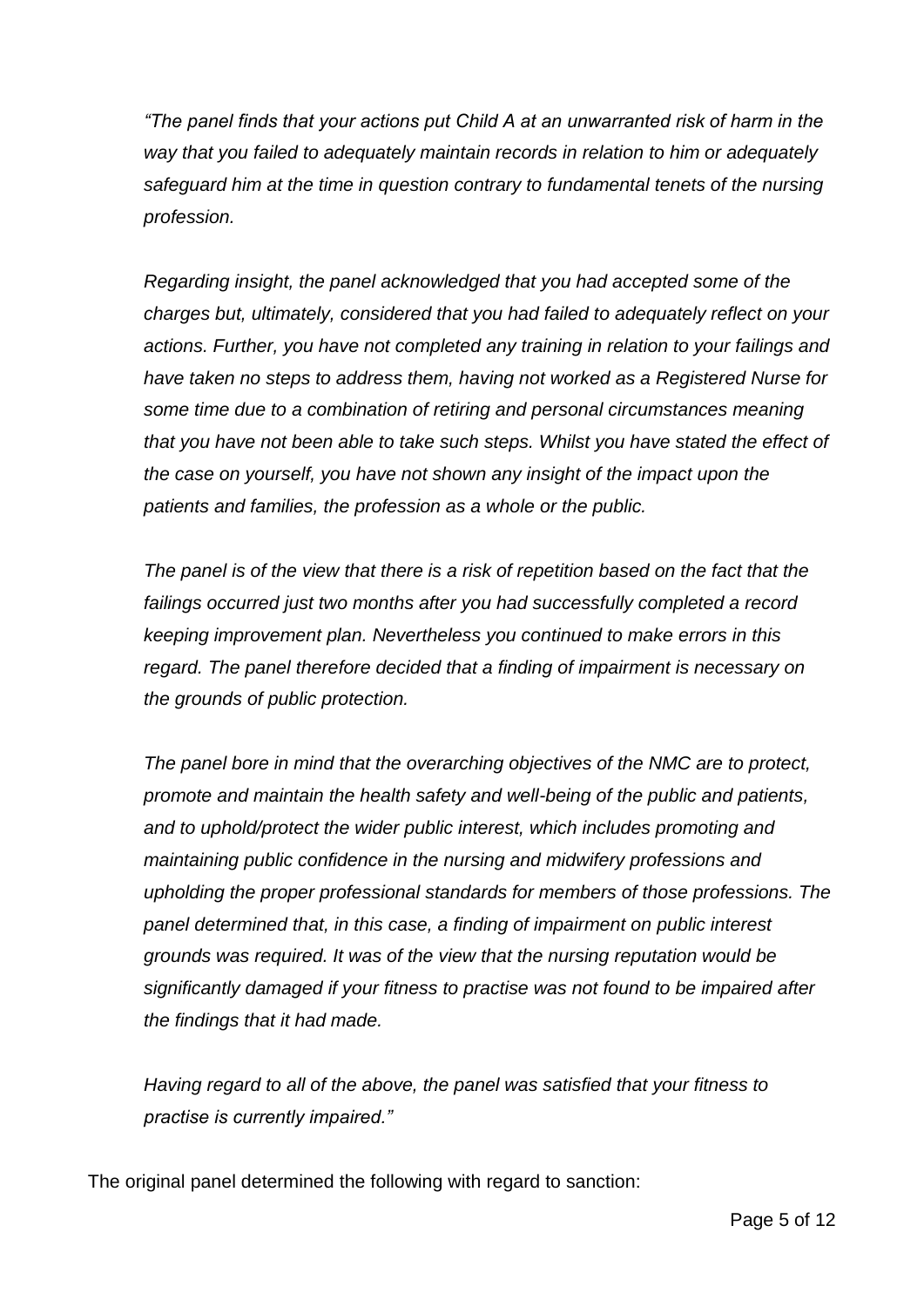*"The panel finds that your actions put Child A at an unwarranted risk of harm in the way that you failed to adequately maintain records in relation to him or adequately safeguard him at the time in question contrary to fundamental tenets of the nursing profession.*

*Regarding insight, the panel acknowledged that you had accepted some of the charges but, ultimately, considered that you had failed to adequately reflect on your actions. Further, you have not completed any training in relation to your failings and have taken no steps to address them, having not worked as a Registered Nurse for some time due to a combination of retiring and personal circumstances meaning that you have not been able to take such steps. Whilst you have stated the effect of the case on yourself, you have not shown any insight of the impact upon the patients and families, the profession as a whole or the public.*

*The panel is of the view that there is a risk of repetition based on the fact that the failings occurred just two months after you had successfully completed a record keeping improvement plan. Nevertheless you continued to make errors in this regard. The panel therefore decided that a finding of impairment is necessary on the grounds of public protection.*

*The panel bore in mind that the overarching objectives of the NMC are to protect, promote and maintain the health safety and well-being of the public and patients, and to uphold/protect the wider public interest, which includes promoting and maintaining public confidence in the nursing and midwifery professions and upholding the proper professional standards for members of those professions. The panel determined that, in this case, a finding of impairment on public interest grounds was required. It was of the view that the nursing reputation would be significantly damaged if your fitness to practise was not found to be impaired after the findings that it had made.*

*Having regard to all of the above, the panel was satisfied that your fitness to practise is currently impaired."*

The original panel determined the following with regard to sanction: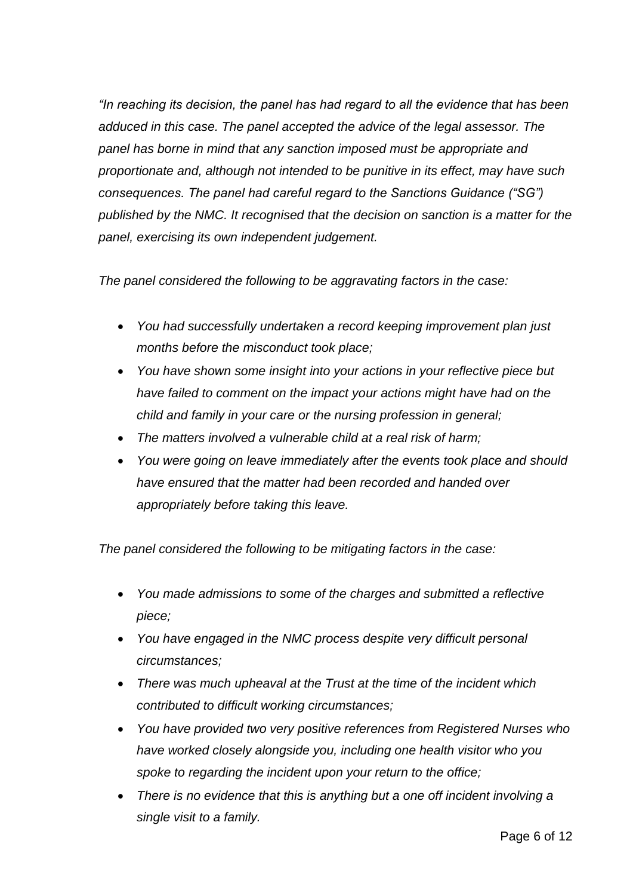*"In reaching its decision, the panel has had regard to all the evidence that has been adduced in this case. The panel accepted the advice of the legal assessor. The panel has borne in mind that any sanction imposed must be appropriate and proportionate and, although not intended to be punitive in its effect, may have such consequences. The panel had careful regard to the Sanctions Guidance ("SG") published by the NMC. It recognised that the decision on sanction is a matter for the panel, exercising its own independent judgement.*

*The panel considered the following to be aggravating factors in the case:*

- *You had successfully undertaken a record keeping improvement plan just months before the misconduct took place;*
- *You have shown some insight into your actions in your reflective piece but have failed to comment on the impact your actions might have had on the child and family in your care or the nursing profession in general;*
- *The matters involved a vulnerable child at a real risk of harm;*
- *You were going on leave immediately after the events took place and should have ensured that the matter had been recorded and handed over appropriately before taking this leave.*

*The panel considered the following to be mitigating factors in the case:*

- *You made admissions to some of the charges and submitted a reflective piece;*
- *You have engaged in the NMC process despite very difficult personal circumstances;*
- *There was much upheaval at the Trust at the time of the incident which contributed to difficult working circumstances;*
- *You have provided two very positive references from Registered Nurses who have worked closely alongside you, including one health visitor who you spoke to regarding the incident upon your return to the office;*
- *There is no evidence that this is anything but a one off incident involving a single visit to a family.*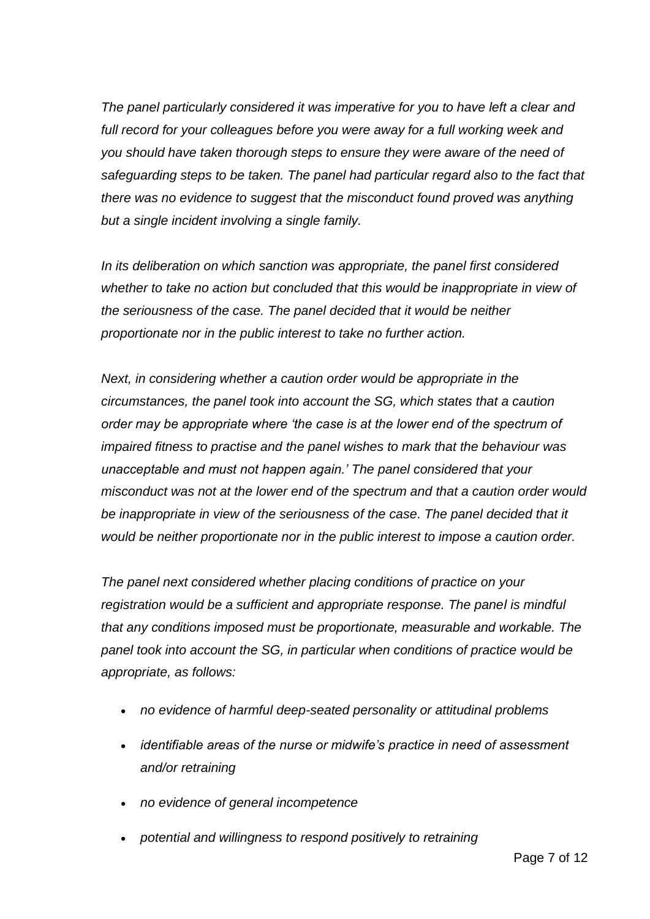*The panel particularly considered it was imperative for you to have left a clear and full record for your colleagues before you were away for a full working week and you should have taken thorough steps to ensure they were aware of the need of safeguarding steps to be taken. The panel had particular regard also to the fact that there was no evidence to suggest that the misconduct found proved was anything but a single incident involving a single family.*

*In its deliberation on which sanction was appropriate, the panel first considered whether to take no action but concluded that this would be inappropriate in view of the seriousness of the case. The panel decided that it would be neither proportionate nor in the public interest to take no further action.*

*Next, in considering whether a caution order would be appropriate in the circumstances, the panel took into account the SG, which states that a caution order may be appropriate where 'the case is at the lower end of the spectrum of impaired fitness to practise and the panel wishes to mark that the behaviour was unacceptable and must not happen again.' The panel considered that your misconduct was not at the lower end of the spectrum and that a caution order would be inappropriate in view of the seriousness of the case. The panel decided that it would be neither proportionate nor in the public interest to impose a caution order.*

*The panel next considered whether placing conditions of practice on your registration would be a sufficient and appropriate response. The panel is mindful that any conditions imposed must be proportionate, measurable and workable. The panel took into account the SG, in particular when conditions of practice would be appropriate, as follows:*

- *no evidence of harmful deep-seated personality or attitudinal problems*
- *identifiable areas of the nurse or midwife's practice in need of assessment and/or retraining*
- *no evidence of general incompetence*
- *potential and willingness to respond positively to retraining*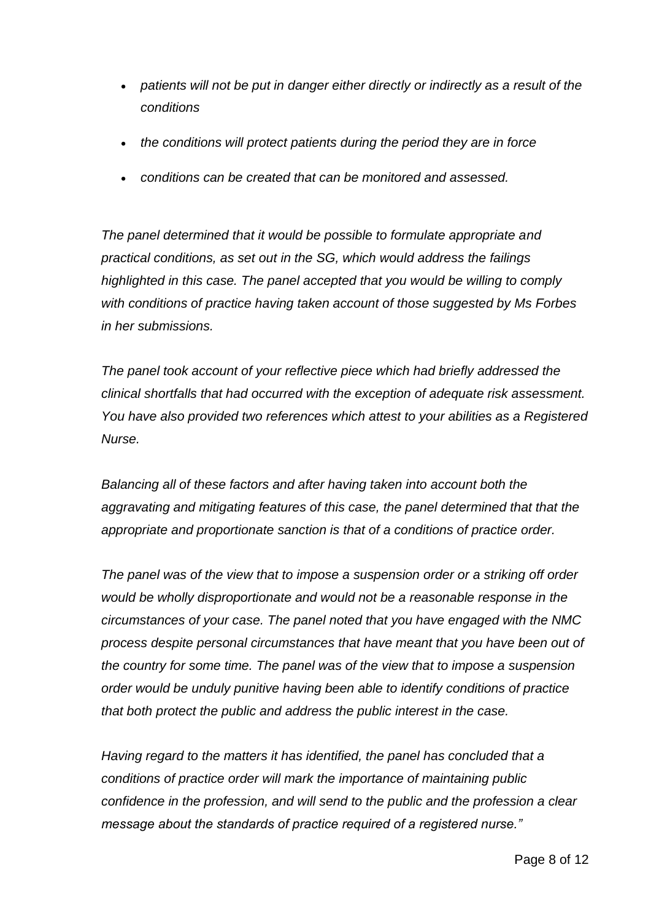- *patients will not be put in danger either directly or indirectly as a result of the conditions*
- *the conditions will protect patients during the period they are in force*
- *conditions can be created that can be monitored and assessed.*

*The panel determined that it would be possible to formulate appropriate and practical conditions, as set out in the SG, which would address the failings highlighted in this case. The panel accepted that you would be willing to comply with conditions of practice having taken account of those suggested by Ms Forbes in her submissions.*

*The panel took account of your reflective piece which had briefly addressed the clinical shortfalls that had occurred with the exception of adequate risk assessment. You have also provided two references which attest to your abilities as a Registered Nurse.*

*Balancing all of these factors and after having taken into account both the aggravating and mitigating features of this case, the panel determined that that the appropriate and proportionate sanction is that of a conditions of practice order.*

*The panel was of the view that to impose a suspension order or a striking off order would be wholly disproportionate and would not be a reasonable response in the circumstances of your case. The panel noted that you have engaged with the NMC process despite personal circumstances that have meant that you have been out of the country for some time. The panel was of the view that to impose a suspension order would be unduly punitive having been able to identify conditions of practice that both protect the public and address the public interest in the case.*

*Having regard to the matters it has identified, the panel has concluded that a conditions of practice order will mark the importance of maintaining public confidence in the profession, and will send to the public and the profession a clear message about the standards of practice required of a registered nurse."*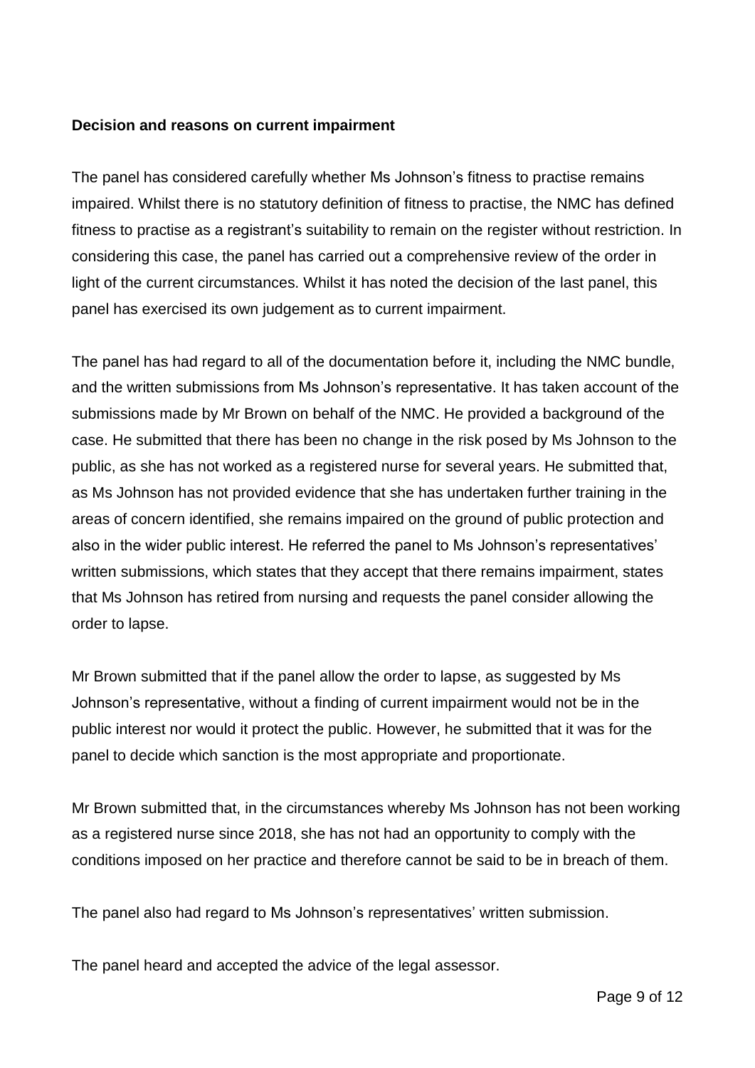**Decision and reasons on current impairment**

The panel has considered carefully whether Ms Johnson's fitness to practise remains impaired. Whilst there is no statutory definition of fitness to practise, the NMC has defined fitness to practise as a registrant's suitability to remain on the register without restriction. In considering this case, the panel has carried out a comprehensive review of the order in light of the current circumstances. Whilst it has noted the decision of the last panel, this panel has exercised its own judgement as to current impairment.

The panel has had regard to all of the documentation before it, including the NMC bundle, and the written submissions from Ms Johnson's representative. It has taken account of the submissions made by Mr Brown on behalf of the NMC. He provided a background of the case. He submitted that there has been no change in the risk posed by Ms Johnson to the public, as she has not worked as a registered nurse for several years. He submitted that, as Ms Johnson has not provided evidence that she has undertaken further training in the areas of concern identified, she remains impaired on the ground of public protection and also in the wider public interest. He referred the panel to Ms Johnson's representatives' written submissions, which states that they accept that there remains impairment, states that Ms Johnson has retired from nursing and requests the panel consider allowing the order to lapse.

Mr Brown submitted that if the panel allow the order to lapse, as suggested by Ms Johnson's representative, without a finding of current impairment would not be in the public interest nor would it protect the public. However, he submitted that it was for the panel to decide which sanction is the most appropriate and proportionate.

Mr Brown submitted that, in the circumstances whereby Ms Johnson has not been working as a registered nurse since 2018, she has not had an opportunity to comply with the conditions imposed on her practice and therefore cannot be said to be in breach of them.

The panel also had regard to Ms Johnson's representatives' written submission.

The panel heard and accepted the advice of the legal assessor.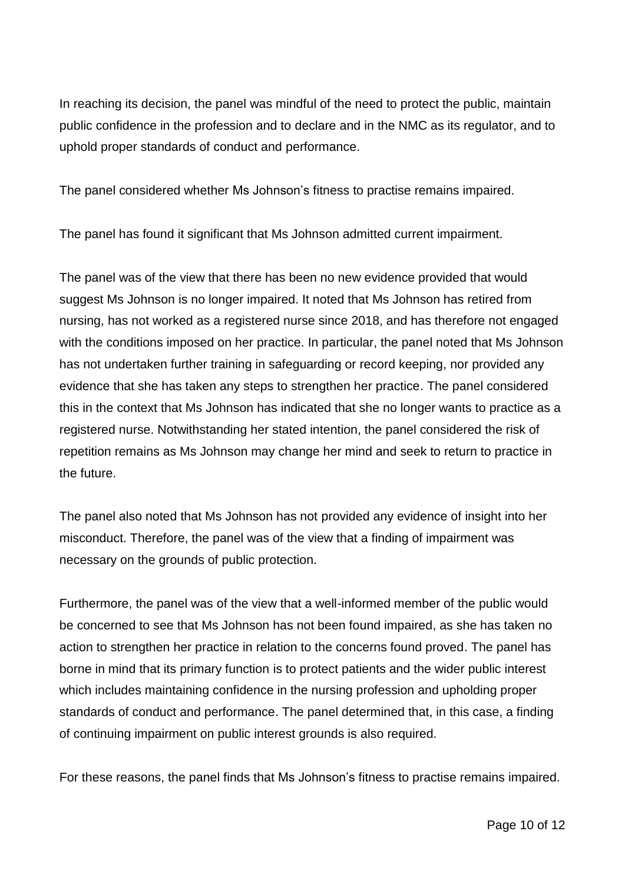In reaching its decision, the panel was mindful of the need to protect the public, maintain public confidence in the profession and to declare and in the NMC as its regulator, and to uphold proper standards of conduct and performance.

The panel considered whether Ms Johnson's fitness to practise remains impaired.

The panel has found it significant that Ms Johnson admitted current impairment.

The panel was of the view that there has been no new evidence provided that would suggest Ms Johnson is no longer impaired. It noted that Ms Johnson has retired from nursing, has not worked as a registered nurse since 2018, and has therefore not engaged with the conditions imposed on her practice. In particular, the panel noted that Ms Johnson has not undertaken further training in safeguarding or record keeping, nor provided any evidence that she has taken any steps to strengthen her practice. The panel considered this in the context that Ms Johnson has indicated that she no longer wants to practice as a registered nurse. Notwithstanding her stated intention, the panel considered the risk of repetition remains as Ms Johnson may change her mind and seek to return to practice in the future.

The panel also noted that Ms Johnson has not provided any evidence of insight into her misconduct. Therefore, the panel was of the view that a finding of impairment was necessary on the grounds of public protection.

Furthermore, the panel was of the view that a well-informed member of the public would be concerned to see that Ms Johnson has not been found impaired, as she has taken no action to strengthen her practice in relation to the concerns found proved. The panel has borne in mind that its primary function is to protect patients and the wider public interest which includes maintaining confidence in the nursing profession and upholding proper standards of conduct and performance. The panel determined that, in this case, a finding of continuing impairment on public interest grounds is also required.

For these reasons, the panel finds that Ms Johnson's fitness to practise remains impaired.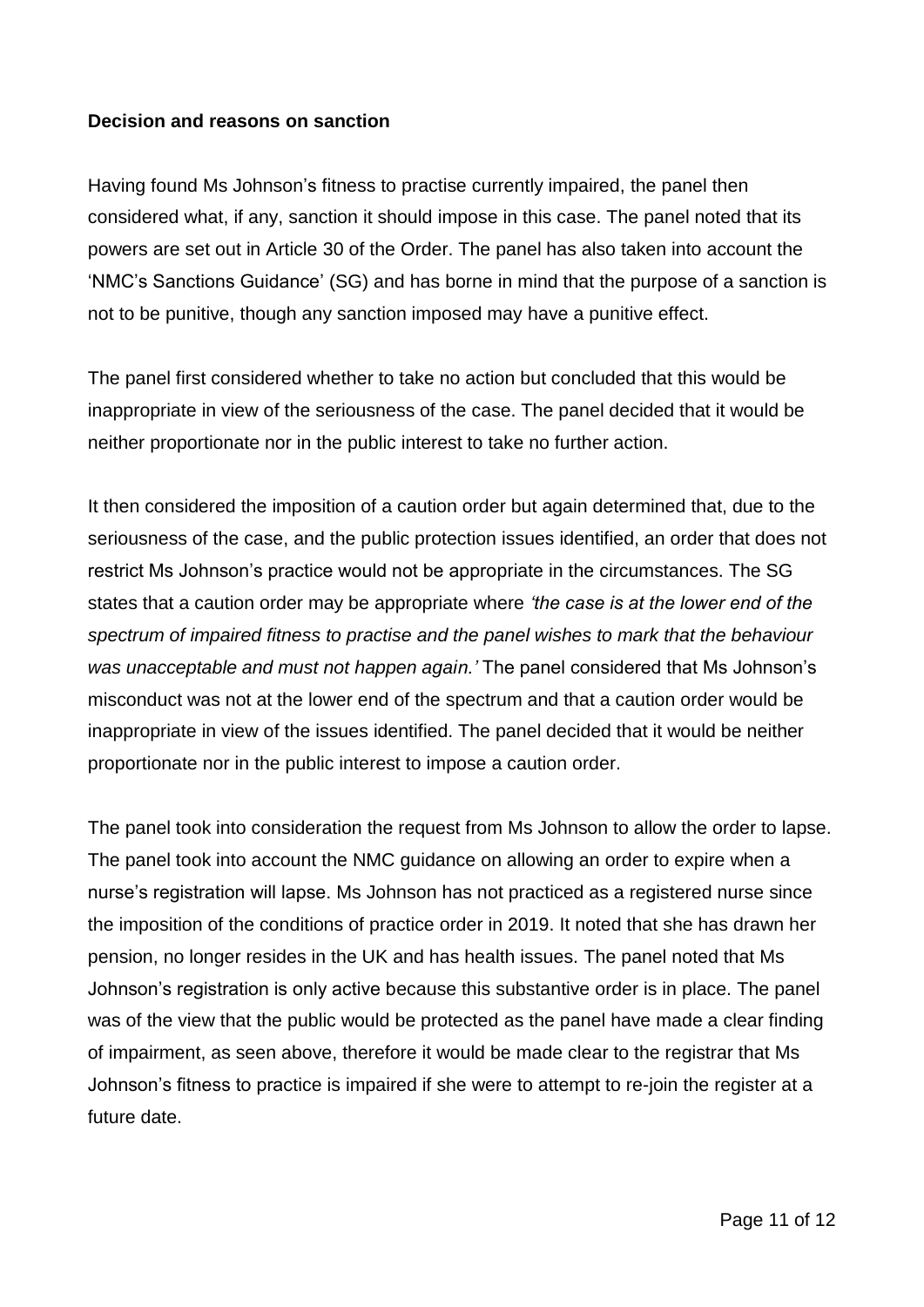**Decision and reasons on sanction**

Having found Ms Johnson's fitness to practise currently impaired, the panel then considered what, if any, sanction it should impose in this case. The panel noted that its powers are set out in Article 30 of the Order. The panel has also taken into account the 'NMC's Sanctions Guidance' (SG) and has borne in mind that the purpose of a sanction is not to be punitive, though any sanction imposed may have a punitive effect.

The panel first considered whether to take no action but concluded that this would be inappropriate in view of the seriousness of the case. The panel decided that it would be neither proportionate nor in the public interest to take no further action.

It then considered the imposition of a caution order but again determined that, due to the seriousness of the case, and the public protection issues identified, an order that does not restrict Ms Johnson's practice would not be appropriate in the circumstances. The SG states that a caution order may be appropriate where *'the case is at the lower end of the spectrum of impaired fitness to practise and the panel wishes to mark that the behaviour was unacceptable and must not happen again.'* The panel considered that Ms Johnson's misconduct was not at the lower end of the spectrum and that a caution order would be inappropriate in view of the issues identified. The panel decided that it would be neither proportionate nor in the public interest to impose a caution order.

The panel took into consideration the request from Ms Johnson to allow the order to lapse. The panel took into account the NMC guidance on allowing an order to expire when a nurse's registration will lapse. Ms Johnson has not practiced as a registered nurse since the imposition of the conditions of practice order in 2019. It noted that she has drawn her pension, no longer resides in the UK and has health issues. The panel noted that Ms Johnson's registration is only active because this substantive order is in place. The panel was of the view that the public would be protected as the panel have made a clear finding of impairment, as seen above, therefore it would be made clear to the registrar that Ms Johnson's fitness to practice is impaired if she were to attempt to re-join the register at a future date.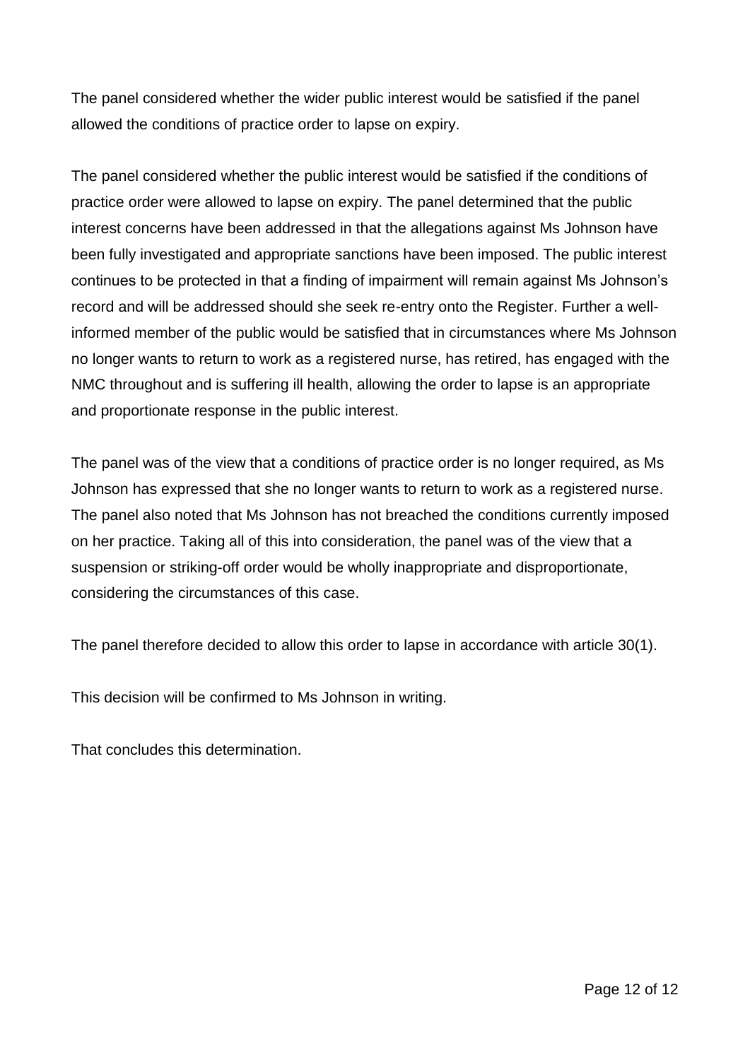The panel considered whether the wider public interest would be satisfied if the panel allowed the conditions of practice order to lapse on expiry.

The panel considered whether the public interest would be satisfied if the conditions of practice order were allowed to lapse on expiry. The panel determined that the public interest concerns have been addressed in that the allegations against Ms Johnson have been fully investigated and appropriate sanctions have been imposed. The public interest continues to be protected in that a finding of impairment will remain against Ms Johnson's record and will be addressed should she seek re-entry onto the Register. Further a well-informed member of the public would be satisfied that in circumstances where Ms Johnson no longer wants to return to work as a registered nurse, has retired, has engaged with the NMC throughout and is suffering ill health, allowing the order to lapse is an appropriate and proportionate response in the public interest.

The panel was of the view that a conditions of practice order is no longer required, as Ms Johnson has expressed that she no longer wants to return to work as a registered nurse. The panel also noted that Ms Johnson has not breached the conditions currently imposed on her practice. Taking all of this into consideration, the panel was of the view that a suspension or striking-off order would be wholly inappropriate and disproportionate, considering the circumstances of this case.

The panel therefore decided to allow this order to lapse in accordance with article 30(1).

This decision will be confirmed to Ms Johnson in writing.

That concludes this determination.